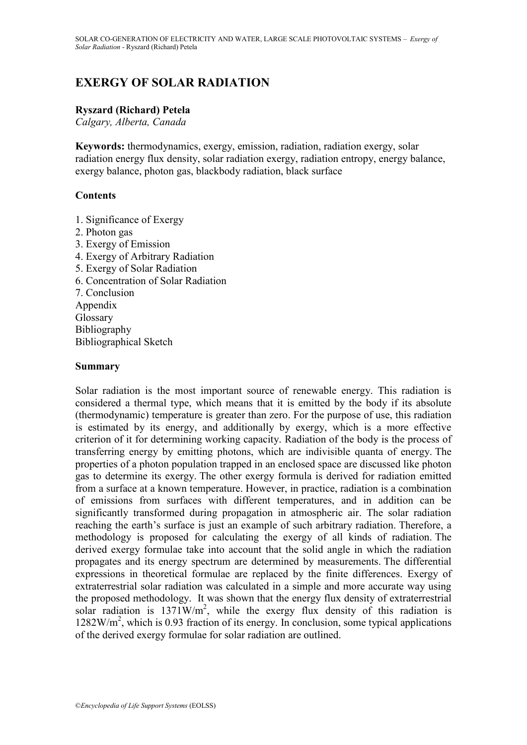# EXERGY OF SOLAR RADIATION

**Ryszard (Richard) Petela**

*Calgary, Alberta, Canada*

**Keywords:** thermodynamics, exergy, emission, radiation, radiation exergy, solar radiation energy flux density, solar radiation exergy, radiation entropy, energy balance, exergy balance, photon gas, blackbody radiation, black surface

## Contents

1. Significance of Exergy
2. Photon gas
3. Exergy of Emission
4. Exergy of Arbitrary Radiation
5. Exergy of Solar Radiation
6. Concentration of Solar Radiation
7. Conclusion

Appendix
Glossary
Bibliography
Bibliographical Sketch

## Summary

Solar radiation is the most important source of renewable energy. This radiation is considered a thermal type, which means that it is emitted by the body if its absolute (thermodynamic) temperature is greater than zero. For the purpose of use, this radiation is estimated by its energy, and additionally by exergy, which is a more effective criterion of it for determining working capacity. Radiation of the body is the process of transferring energy by emitting photons, which are indivisible quanta of energy. The properties of a photon population trapped in an enclosed space are discussed like photon gas to determine its exergy. The other exergy formula is derived for radiation emitted from a surface at a known temperature. However, in practice, radiation is a combination of emissions from surfaces with different temperatures, and in addition can be significantly transformed during propagation in atmospheric air. The solar radiation reaching the earth's surface is just an example of such arbitrary radiation. Therefore, a methodology is proposed for calculating the exergy of all kinds of radiation. The derived exergy formulae take into account that the solid angle in which the radiation propagates and its energy spectrum are determined by measurements. The differential expressions in theoretical formulae are replaced by the finite differences. Exergy of extraterrestrial solar radiation was calculated in a simple and more accurate way using the proposed methodology. It was shown that the energy flux density of extraterrestrial solar radiation is $1371\text{W/m}^2$, while the exergy flux density of this radiation is $1282\text{W/m}^2$, which is 0.93 fraction of its energy. In conclusion, some typical applications of the derived exergy formulae for solar radiation are outlined.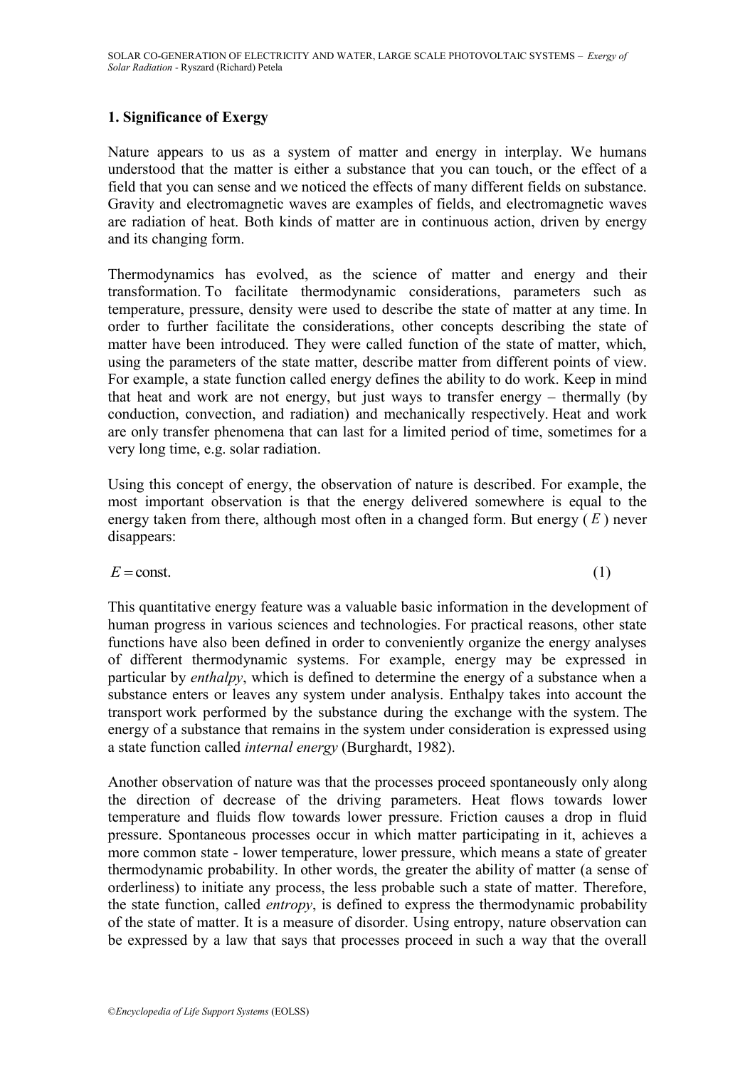## 1. Significance of Exergy

Nature appears to us as a system of matter and energy in interplay. We humans understood that the matter is either a substance that you can touch, or the effect of a field that you can sense and we noticed the effects of many different fields on substance. Gravity and electromagnetic waves are examples of fields, and electromagnetic waves are radiation of heat. Both kinds of matter are in continuous action, driven by energy and its changing form.

Thermodynamics has evolved, as the science of matter and energy and their transformation. To facilitate thermodynamic considerations, parameters such as temperature, pressure, density were used to describe the state of matter at any time. In order to further facilitate the considerations, other concepts describing the state of matter have been introduced. They were called function of the state of matter, which, using the parameters of the state matter, describe matter from different points of view. For example, a state function called energy defines the ability to do work. Keep in mind that heat and work are not energy, but just ways to transfer energy – thermally (by conduction, convection, and radiation) and mechanically respectively. Heat and work are only transfer phenomena that can last for a limited period of time, sometimes for a very long time, e.g. solar radiation.

Using this concept of energy, the observation of nature is described. For example, the most important observation is that the energy delivered somewhere is equal to the energy taken from there, although most often in a changed form. But energy ( $E$ ) never disappears:

$$E = \text{const.} \tag{1}$$

This quantitative energy feature was a valuable basic information in the development of human progress in various sciences and technologies. For practical reasons, other state functions have also been defined in order to conveniently organize the energy analyses of different thermodynamic systems. For example, energy may be expressed in particular by *enthalpy*, which is defined to determine the energy of a substance when a substance enters or leaves any system under analysis. Enthalpy takes into account the transport work performed by the substance during the exchange with the system. The energy of a substance that remains in the system under consideration is expressed using a state function called *internal energy* (Burghardt, 1982).

Another observation of nature was that the processes proceed spontaneously only along the direction of decrease of the driving parameters. Heat flows towards lower temperature and fluids flow towards lower pressure. Friction causes a drop in fluid pressure. Spontaneous processes occur in which matter participating in it, achieves a more common state - lower temperature, lower pressure, which means a state of greater thermodynamic probability. In other words, the greater the ability of matter (a sense of orderliness) to initiate any process, the less probable such a state of matter. Therefore, the state function, called *entropy*, is defined to express the thermodynamic probability of the state of matter. It is a measure of disorder. Using entropy, nature observation can be expressed by a law that says that processes proceed in such a way that the overall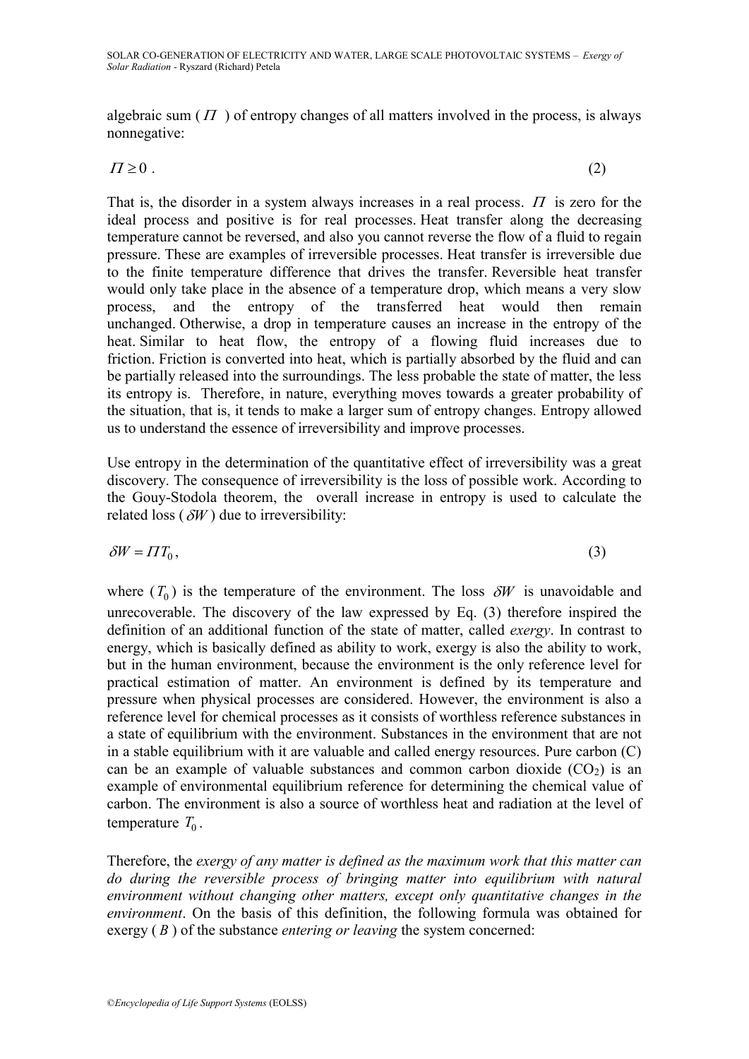algebraic sum ( $\Pi$ ) of entropy changes of all matters involved in the process, is always nonnegative:

$$\Pi \geq 0 \ . \tag{2}$$

That is, the disorder in a system always increases in a real process. $\Pi$ is zero for the ideal process and positive is for real processes. Heat transfer along the decreasing temperature cannot be reversed, and also you cannot reverse the flow of a fluid to regain pressure. These are examples of irreversible processes. Heat transfer is irreversible due to the finite temperature difference that drives the transfer. Reversible heat transfer would only take place in the absence of a temperature drop, which means a very slow process, and the entropy of the transferred heat would then remain unchanged. Otherwise, a drop in temperature causes an increase in the entropy of the heat. Similar to heat flow, the entropy of a flowing fluid increases due to friction. Friction is converted into heat, which is partially absorbed by the fluid and can be partially released into the surroundings. The less probable the state of matter, the less its entropy is. Therefore, in nature, everything moves towards a greater probability of the situation, that is, it tends to make a larger sum of entropy changes. Entropy allowed us to understand the essence of irreversibility and improve processes.

Use entropy in the determination of the quantitative effect of irreversibility was a great discovery. The consequence of irreversibility is the loss of possible work. According to the Gouy-Stodola theorem, the overall increase in entropy is used to calculate the related loss ( $\delta W$ ) due to irreversibility:

$$\delta W = \Pi T_0 , \tag{3}$$

where ( $T_0$ ) is the temperature of the environment. The loss $\delta W$ is unavoidable and unrecoverable. The discovery of the law expressed by Eq. (3) therefore inspired the definition of an additional function of the state of matter, called *exergy*. In contrast to energy, which is basically defined as ability to work, exergy is also the ability to work, but in the human environment, because the environment is the only reference level for practical estimation of matter. An environment is defined by its temperature and pressure when physical processes are considered. However, the environment is also a reference level for chemical processes as it consists of worthless reference substances in a state of equilibrium with the environment. Substances in the environment that are not in a stable equilibrium with it are valuable and called energy resources. Pure carbon (C) can be an example of valuable substances and common carbon dioxide ($CO_2$) is an example of environmental equilibrium reference for determining the chemical value of carbon. The environment is also a source of worthless heat and radiation at the level of temperature $T_0$.

Therefore, the *exergy of any matter is defined as the maximum work that this matter can do during the reversible process of bringing matter into equilibrium with natural environment without changing other matters, except only quantitative changes in the environment*. On the basis of this definition, the following formula was obtained for exergy ( $B$ ) of the substance *entering or leaving* the system concerned: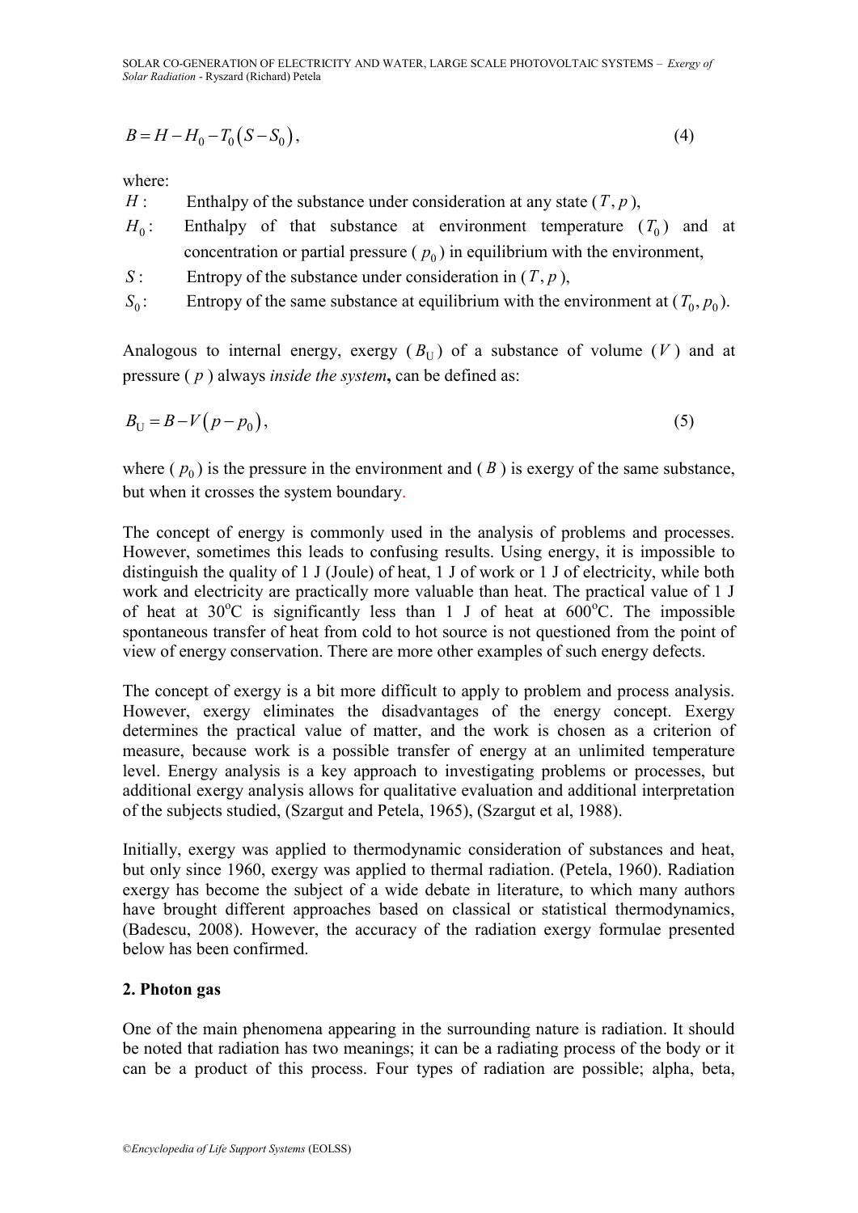$$B = H - H_0 - T_0 \left( S - S_0 \right), \tag{4}$$

where:

$H$ : Enthalpy of the substance under consideration at any state ($T$, $p$),

$H_0$ : Enthalpy of that substance at environment temperature ($T_0$) and at concentration or partial pressure ($p_0$) in equilibrium with the environment,

$S$ : Entropy of the substance under consideration in ($T$, $p$),

$S_0$ : Entropy of the same substance at equilibrium with the environment at ($T_0, p_0$).

Analogous to internal energy, exergy ($B_{\mathrm{U}}$) of a substance of volume ($V$) and at pressure ($p$) always *inside the system*, can be defined as:

$$B_{\mathrm{U}} = B - V \left( p - p_0 \right), \tag{5}$$

where ($p_0$) is the pressure in the environment and ($B$) is exergy of the same substance, but when it crosses the system boundary.

The concept of energy is commonly used in the analysis of problems and processes. However, sometimes this leads to confusing results. Using energy, it is impossible to distinguish the quality of 1 J (Joule) of heat, 1 J of work or 1 J of electricity, while both work and electricity are practically more valuable than heat. The practical value of 1 J of heat at 30°C is significantly less than 1 J of heat at 600°C. The impossible spontaneous transfer of heat from cold to hot source is not questioned from the point of view of energy conservation. There are more other examples of such energy defects.

The concept of exergy is a bit more difficult to apply to problem and process analysis. However, exergy eliminates the disadvantages of the energy concept. Exergy determines the practical value of matter, and the work is chosen as a criterion of measure, because work is a possible transfer of energy at an unlimited temperature level. Energy analysis is a key approach to investigating problems or processes, but additional exergy analysis allows for qualitative evaluation and additional interpretation of the subjects studied, (Szargut and Petela, 1965), (Szargut et al, 1988).

Initially, exergy was applied to thermodynamic consideration of substances and heat, but only since 1960, exergy was applied to thermal radiation. (Petela, 1960). Radiation exergy has become the subject of a wide debate in literature, to which many authors have brought different approaches based on classical or statistical thermodynamics, (Badescu, 2008). However, the accuracy of the radiation exergy formulae presented below has been confirmed.

## 2. Photon gas

One of the main phenomena appearing in the surrounding nature is radiation. It should be noted that radiation has two meanings; it can be a radiating process of the body or it can be a product of this process. Four types of radiation are possible; alpha, beta,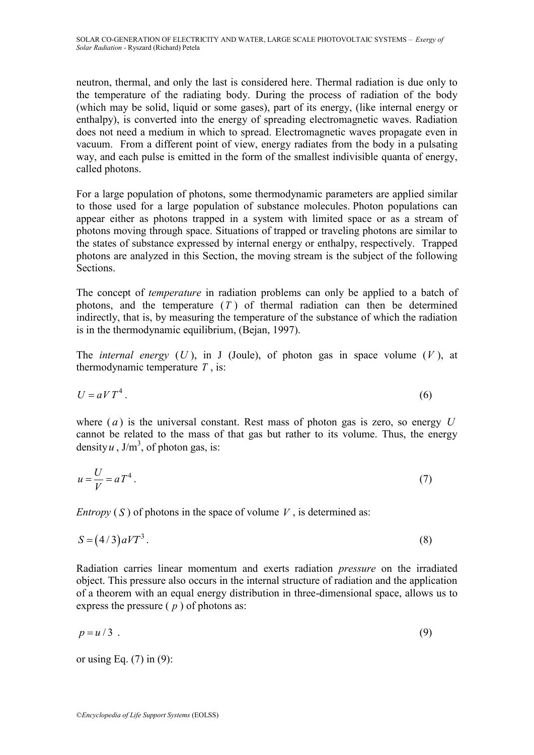neutron, thermal, and only the last is considered here. Thermal radiation is due only to the temperature of the radiating body. During the process of radiation of the body (which may be solid, liquid or some gases), part of its energy, (like internal energy or enthalpy), is converted into the energy of spreading electromagnetic waves. Radiation does not need a medium in which to spread. Electromagnetic waves propagate even in vacuum. From a different point of view, energy radiates from the body in a pulsating way, and each pulse is emitted in the form of the smallest indivisible quanta of energy, called photons.

For a large population of photons, some thermodynamic parameters are applied similar to those used for a large population of substance molecules. Photon populations can appear either as photons trapped in a system with limited space or as a stream of photons moving through space. Situations of trapped or traveling photons are similar to the states of substance expressed by internal energy or enthalpy, respectively. Trapped photons are analyzed in this Section, the moving stream is the subject of the following Sections.

The concept of *temperature* in radiation problems can only be applied to a batch of photons, and the temperature ($T$) of thermal radiation can then be determined indirectly, that is, by measuring the temperature of the substance of which the radiation is in the thermodynamic equilibrium, (Bejan, 1997).

The *internal energy* ($U$), in J (Joule), of photon gas in space volume ($V$), at thermodynamic temperature $T$, is:

$$U = aVT^4 . \tag{6}$$

where ($a$) is the universal constant. Rest mass of photon gas is zero, so energy $U$ cannot be related to the mass of that gas but rather to its volume. Thus, the energy density $u$, J/m$^3$, of photon gas, is:

$$u = \frac{U}{V} = aT^4 . \tag{7}$$

*Entropy* ($S$) of photons in the space of volume $V$, is determined as:

$$S = (4/3)aVT^3 . \tag{8}$$

Radiation carries linear momentum and exerts radiation *pressure* on the irradiated object. This pressure also occurs in the internal structure of radiation and the application of a theorem with an equal energy distribution in three-dimensional space, allows us to express the pressure ($p$) of photons as:

$$p = u/3 . \tag{9}$$

or using Eq. (7) in (9):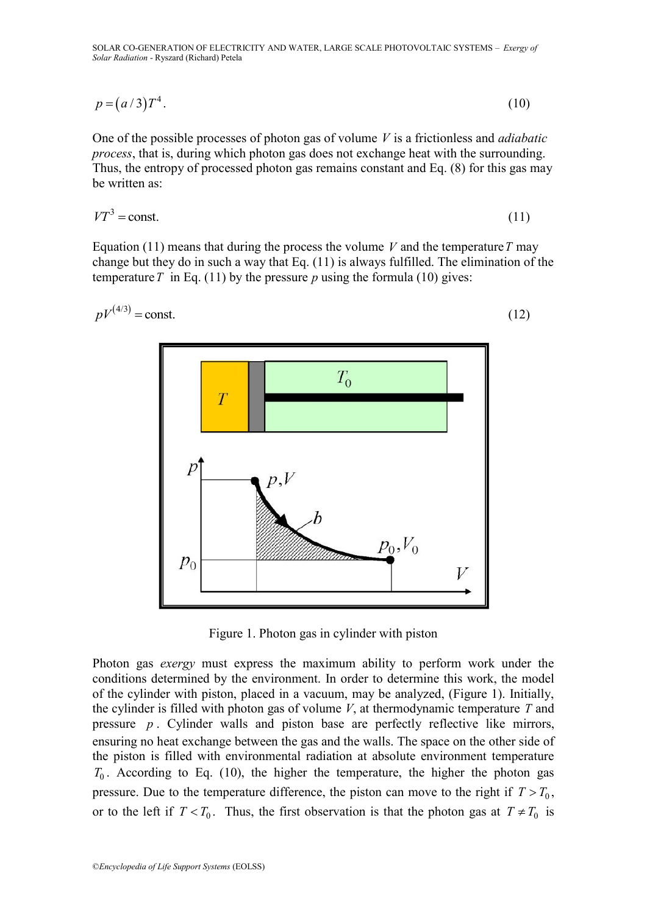$$p = (a/3)T^4. \tag{10}$$

One of the possible processes of photon gas of volume $V$ is a frictionless and *adiabatic process*, that is, during which photon gas does not exchange heat with the surrounding. Thus, the entropy of processed photon gas remains constant and Eq. (8) for this gas may be written as:

$$VT^3 = \text{const.} \tag{11}$$

Equation (11) means that during the process the volume $V$ and the temperature $T$ may change but they do in such a way that Eq. (11) is always fulfilled. The elimination of the temperature $T$ in Eq. (11) by the pressure $p$ using the formula (10) gives:

$$pV^{(4/3)} = \text{const.} \tag{12}$$

Figure 1. Photon gas in cylinder with piston

Photon gas *exergy* must express the maximum ability to perform work under the conditions determined by the environment. In order to determine this work, the model of the cylinder with piston, placed in a vacuum, may be analyzed, (Figure 1). Initially, the cylinder is filled with photon gas of volume $V$, at thermodynamic temperature $T$ and pressure $p$. Cylinder walls and piston base are perfectly reflective like mirrors, ensuring no heat exchange between the gas and the walls. The space on the other side of the piston is filled with environmental radiation at absolute environment temperature $T_0$. According to Eq. (10), the higher the temperature, the higher the photon gas pressure. Due to the temperature difference, the piston can move to the right if $T > T_0$, or to the left if $T < T_0$. Thus, the first observation is that the photon gas at $T \neq T_0$ is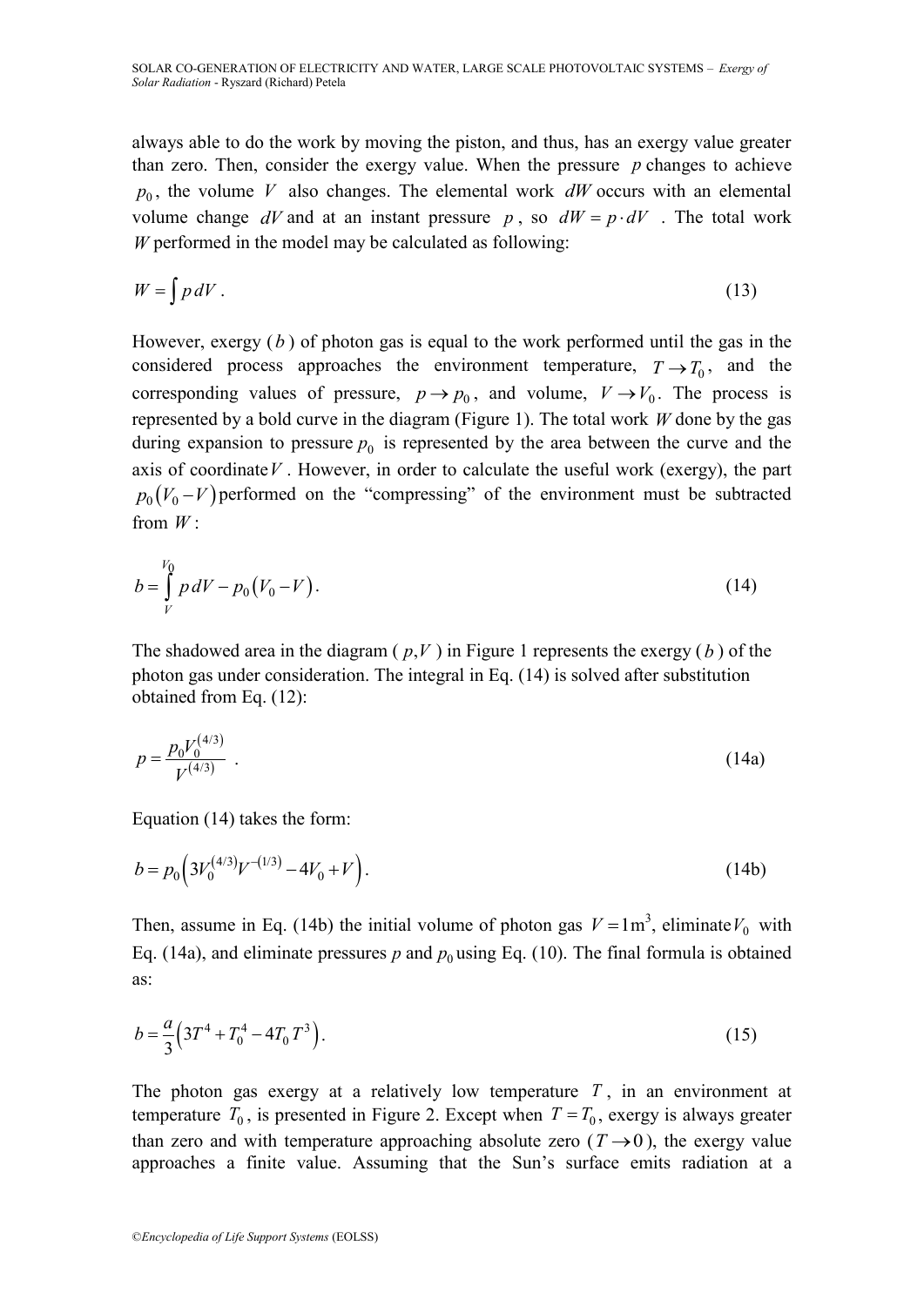always able to do the work by moving the piston, and thus, has an exergy value greater than zero. Then, consider the exergy value. When the pressure $p$ changes to achieve $p_0$, the volume $V$ also changes. The elemental work $dW$ occurs with an elemental volume change $dV$ and at an instant pressure $p$, so $dW = p \cdot dV$ . The total work $W$ performed in the model may be calculated as following:

$$W = \int p\, dV . \tag{13}$$

However, exergy ($b$) of photon gas is equal to the work performed until the gas in the considered process approaches the environment temperature, $T \to T_0$, and the corresponding values of pressure, $p \to p_0$, and volume, $V \to V_0$. The process is represented by a bold curve in the diagram (Figure 1). The total work $W$ done by the gas during expansion to pressure $p_0$ is represented by the area between the curve and the axis of coordinate $V$. However, in order to calculate the useful work (exergy), the part $p_0\left(V_0 - V\right)$ performed on the "compressing" of the environment must be subtracted from $W$:

$$b = \int_{V}^{V_0} p\, dV - p_0\left(V_0 - V\right). \tag{14}$$

The shadowed area in the diagram ($p,V$) in Figure 1 represents the exergy ($b$) of the photon gas under consideration. The integral in Eq. (14) is solved after substitution obtained from Eq. (12):

$$p = \frac{p_0 V_0^{(4/3)}}{V^{(4/3)}} . \tag{14a}$$

Equation (14) takes the form:

$$b = p_0\left(3V_0^{(4/3)} V^{-(1/3)} - 4V_0 + V\right). \tag{14b}$$

Then, assume in Eq. (14b) the initial volume of photon gas $V = 1\text{m}^3$, eliminate $V_0$ with Eq. (14a), and eliminate pressures $p$ and $p_0$ using Eq. (10). The final formula is obtained as:

$$b = \frac{a}{3}\left(3T^4 + T_0^4 - 4T_0 T^3\right). \tag{15}$$

The photon gas exergy at a relatively low temperature $T$, in an environment at temperature $T_0$, is presented in Figure 2. Except when $T = T_0$, exergy is always greater than zero and with temperature approaching absolute zero ($T \to 0$), the exergy value approaches a finite value. Assuming that the Sun's surface emits radiation at a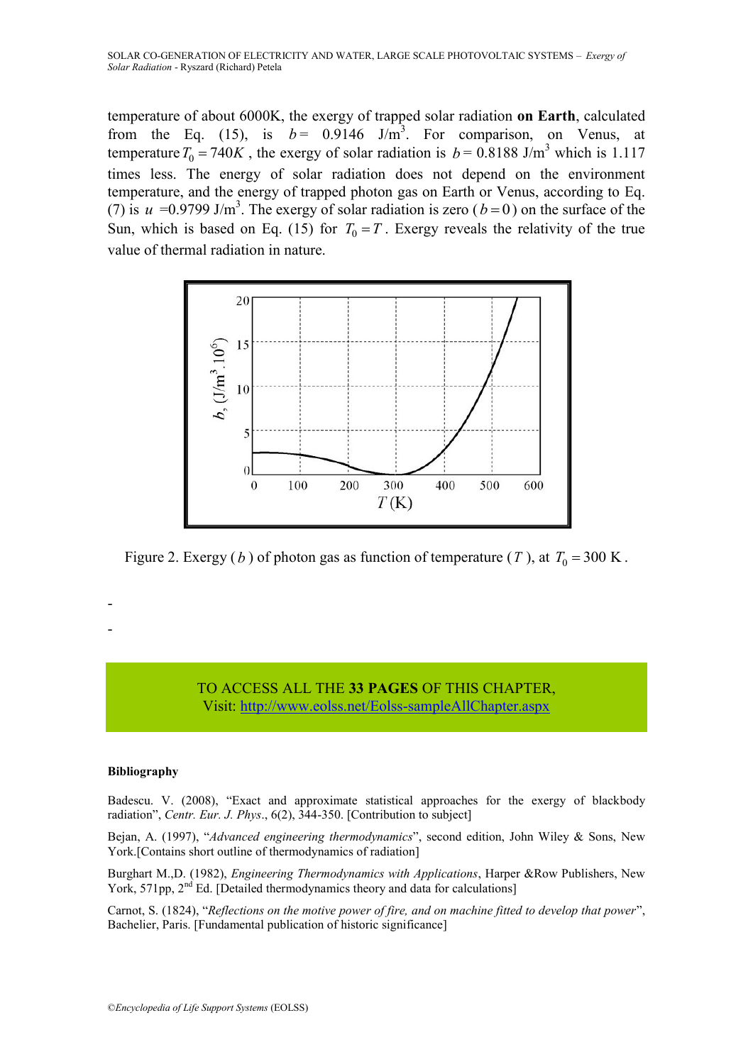temperature of about 6000K, the exergy of trapped solar radiation **on Earth**, calculated from the Eq. (15), is $b =$ 0.9146 J/m$^3$. For comparison, on Venus, at temperature $T_0 = 740K$ , the exergy of solar radiation is $b =$ 0.8188 J/m$^3$ which is 1.117 times less. The energy of solar radiation does not depend on the environment temperature, and the energy of trapped photon gas on Earth or Venus, according to Eq. (7) is $u$ =0.9799 J/m$^3$. The exergy of solar radiation is zero ($b = 0$) on the surface of the Sun, which is based on Eq. (15) for $T_0 = T$ . Exergy reveals the relativity of the true value of thermal radiation in nature.

Figure 2. Exergy ($b$) of photon gas as function of temperature ($T$), at $T_0 = 300$ K .

-

-

TO ACCESS ALL THE **33 PAGES** OF THIS CHAPTER,
Visit: http://www.eolss.net/Eolss-sampleAllChapter.aspx

**Bibliography**

Badescu. V. (2008), "Exact and approximate statistical approaches for the exergy of blackbody radiation", *Centr. Eur. J. Phys*., 6(2), 344-350. [Contribution to subject]

Bejan, A. (1997), "*Advanced engineering thermodynamics*", second edition, John Wiley & Sons, New York.[Contains short outline of thermodynamics of radiation]

Burghart M.,D. (1982), *Engineering Thermodynamics with Applications*, Harper &Row Publishers, New York, 571pp, 2nd Ed. [Detailed thermodynamics theory and data for calculations]

Carnot, S. (1824), "*Reflections on the motive power of fire, and on machine fitted to develop that power*", Bachelier, Paris. [Fundamental publication of historic significance]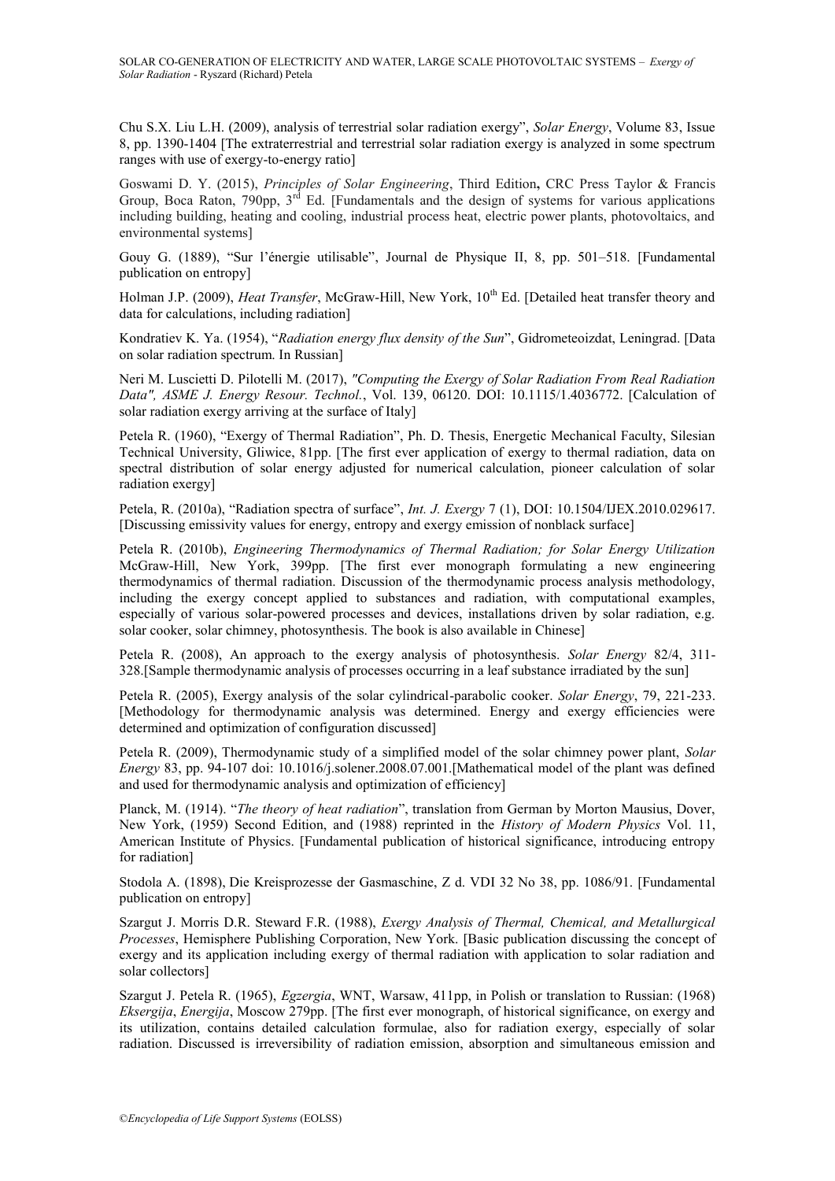Chu S.X. Liu L.H. (2009), analysis of terrestrial solar radiation exergy", *Solar Energy*, Volume 83, Issue 8, pp. 1390-1404 [The extraterrestrial and terrestrial solar radiation exergy is analyzed in some spectrum ranges with use of exergy-to-energy ratio]

Goswami D. Y. (2015), *Principles of Solar Engineering*, Third Edition**,** CRC Press Taylor & Francis Group, Boca Raton, 790pp, 3rd Ed. [Fundamentals and the design of systems for various applications including building, heating and cooling, industrial process heat, electric power plants, photovoltaics, and environmental systems]

Gouy G. (1889), "Sur l'énergie utilisable", Journal de Physique II, 8, pp. 501–518. [Fundamental publication on entropy]

Holman J.P. (2009), *Heat Transfer*, McGraw-Hill, New York, 10th Ed. [Detailed heat transfer theory and data for calculations, including radiation]

Kondratiev K. Ya. (1954), "*Radiation energy flux density of the Sun*", Gidrometeoizdat, Leningrad. [Data on solar radiation spectrum. In Russian]

Neri M. Luscietti D. Pilotelli M. (2017), *"Computing the Exergy of Solar Radiation From Real Radiation Data", ASME J. Energy Resour. Technol.*, Vol. 139, 06120. DOI: 10.1115/1.4036772. [Calculation of solar radiation exergy arriving at the surface of Italy]

Petela R. (1960), "Exergy of Thermal Radiation", Ph. D. Thesis, Energetic Mechanical Faculty, Silesian Technical University, Gliwice, 81pp. [The first ever application of exergy to thermal radiation, data on spectral distribution of solar energy adjusted for numerical calculation, pioneer calculation of solar radiation exergy]

Petela, R. (2010a), "Radiation spectra of surface", *Int. J. Exergy* 7 (1), DOI: 10.1504/IJEX.2010.029617. [Discussing emissivity values for energy, entropy and exergy emission of nonblack surface]

Petela R. (2010b), *Engineering Thermodynamics of Thermal Radiation; for Solar Energy Utilization* McGraw-Hill, New York, 399pp. [The first ever monograph formulating a new engineering thermodynamics of thermal radiation. Discussion of the thermodynamic process analysis methodology, including the exergy concept applied to substances and radiation, with computational examples, especially of various solar-powered processes and devices, installations driven by solar radiation, e.g. solar cooker, solar chimney, photosynthesis. The book is also available in Chinese]

Petela R. (2008), An approach to the exergy analysis of photosynthesis. *Solar Energy* 82/4, 311-328.[Sample thermodynamic analysis of processes occurring in a leaf substance irradiated by the sun]

Petela R. (2005), Exergy analysis of the solar cylindrical-parabolic cooker. *Solar Energy*, 79, 221-233. [Methodology for thermodynamic analysis was determined. Energy and exergy efficiencies were determined and optimization of configuration discussed]

Petela R. (2009), Thermodynamic study of a simplified model of the solar chimney power plant, *Solar Energy* 83, pp. 94-107 doi: 10.1016/j.solener.2008.07.001.[Mathematical model of the plant was defined and used for thermodynamic analysis and optimization of efficiency]

Planck, M. (1914). "*The theory of heat radiation*", translation from German by Morton Mausius, Dover, New York, (1959) Second Edition, and (1988) reprinted in the *History of Modern Physics* Vol. 11, American Institute of Physics. [Fundamental publication of historical significance, introducing entropy for radiation]

Stodola A. (1898), Die Kreisprozesse der Gasmaschine, Z d. VDI 32 No 38, pp. 1086/91. [Fundamental publication on entropy]

Szargut J. Morris D.R. Steward F.R. (1988), *Exergy Analysis of Thermal, Chemical, and Metallurgical Processes*, Hemisphere Publishing Corporation, New York. [Basic publication discussing the concept of exergy and its application including exergy of thermal radiation with application to solar radiation and solar collectors]

Szargut J. Petela R. (1965), *Egzergia*, WNT, Warsaw, 411pp, in Polish or translation to Russian: (1968) *Eksergija*, *Energija*, Moscow 279pp. [The first ever monograph, of historical significance, on exergy and its utilization, contains detailed calculation formulae, also for radiation exergy, especially of solar radiation. Discussed is irreversibility of radiation emission, absorption and simultaneous emission and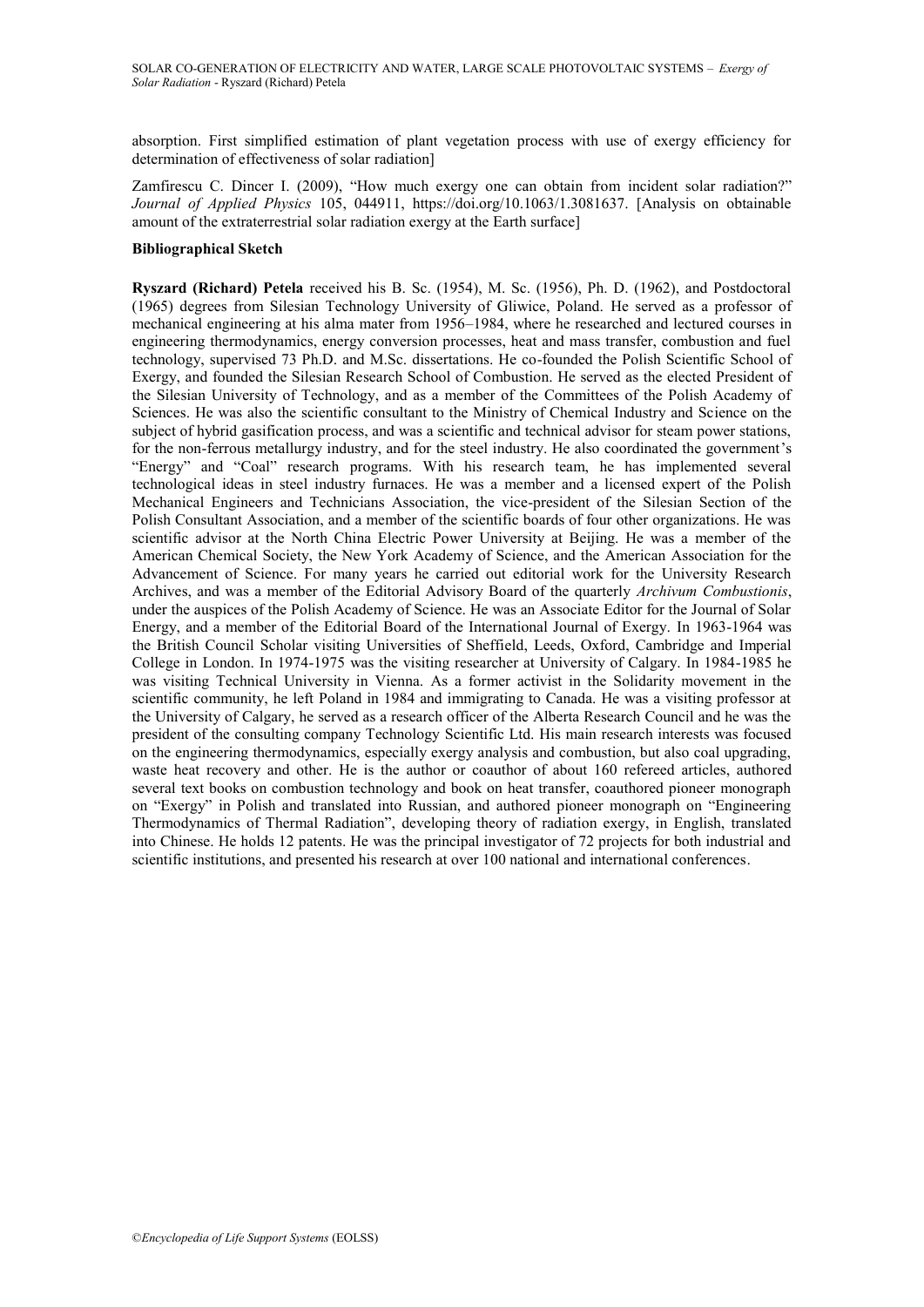absorption. First simplified estimation of plant vegetation process with use of exergy efficiency for determination of effectiveness of solar radiation]

Zamfirescu C. Dincer I. (2009), "How much exergy one can obtain from incident solar radiation?" *Journal of Applied Physics* 105, 044911, https://doi.org/10.1063/1.3081637. [Analysis on obtainable amount of the extraterrestrial solar radiation exergy at the Earth surface]

**Bibliographical Sketch**

**Ryszard (Richard) Petela** received his B. Sc. (1954), M. Sc. (1956), Ph. D. (1962), and Postdoctoral (1965) degrees from Silesian Technology University of Gliwice, Poland. He served as a professor of mechanical engineering at his alma mater from 1956–1984, where he researched and lectured courses in engineering thermodynamics, energy conversion processes, heat and mass transfer, combustion and fuel technology, supervised 73 Ph.D. and M.Sc. dissertations. He co-founded the Polish Scientific School of Exergy, and founded the Silesian Research School of Combustion. He served as the elected President of the Silesian University of Technology, and as a member of the Committees of the Polish Academy of Sciences. He was also the scientific consultant to the Ministry of Chemical Industry and Science on the subject of hybrid gasification process, and was a scientific and technical advisor for steam power stations, for the non-ferrous metallurgy industry, and for the steel industry. He also coordinated the government's "Energy" and "Coal" research programs. With his research team, he has implemented several technological ideas in steel industry furnaces. He was a member and a licensed expert of the Polish Mechanical Engineers and Technicians Association, the vice-president of the Silesian Section of the Polish Consultant Association, and a member of the scientific boards of four other organizations. He was scientific advisor at the North China Electric Power University at Beijing. He was a member of the American Chemical Society, the New York Academy of Science, and the American Association for the Advancement of Science. For many years he carried out editorial work for the University Research Archives, and was a member of the Editorial Advisory Board of the quarterly *Archivum Combustionis*, under the auspices of the Polish Academy of Science. He was an Associate Editor for the Journal of Solar Energy, and a member of the Editorial Board of the International Journal of Exergy. In 1963-1964 was the British Council Scholar visiting Universities of Sheffield, Leeds, Oxford, Cambridge and Imperial College in London. In 1974-1975 was the visiting researcher at University of Calgary. In 1984-1985 he was visiting Technical University in Vienna. As a former activist in the Solidarity movement in the scientific community, he left Poland in 1984 and immigrating to Canada. He was a visiting professor at the University of Calgary, he served as a research officer of the Alberta Research Council and he was the president of the consulting company Technology Scientific Ltd. His main research interests was focused on the engineering thermodynamics, especially exergy analysis and combustion, but also coal upgrading, waste heat recovery and other. He is the author or coauthor of about 160 refereed articles, authored several text books on combustion technology and book on heat transfer, coauthored pioneer monograph on "Exergy" in Polish and translated into Russian, and authored pioneer monograph on "Engineering Thermodynamics of Thermal Radiation", developing theory of radiation exergy, in English, translated into Chinese. He holds 12 patents. He was the principal investigator of 72 projects for both industrial and scientific institutions, and presented his research at over 100 national and international conferences.